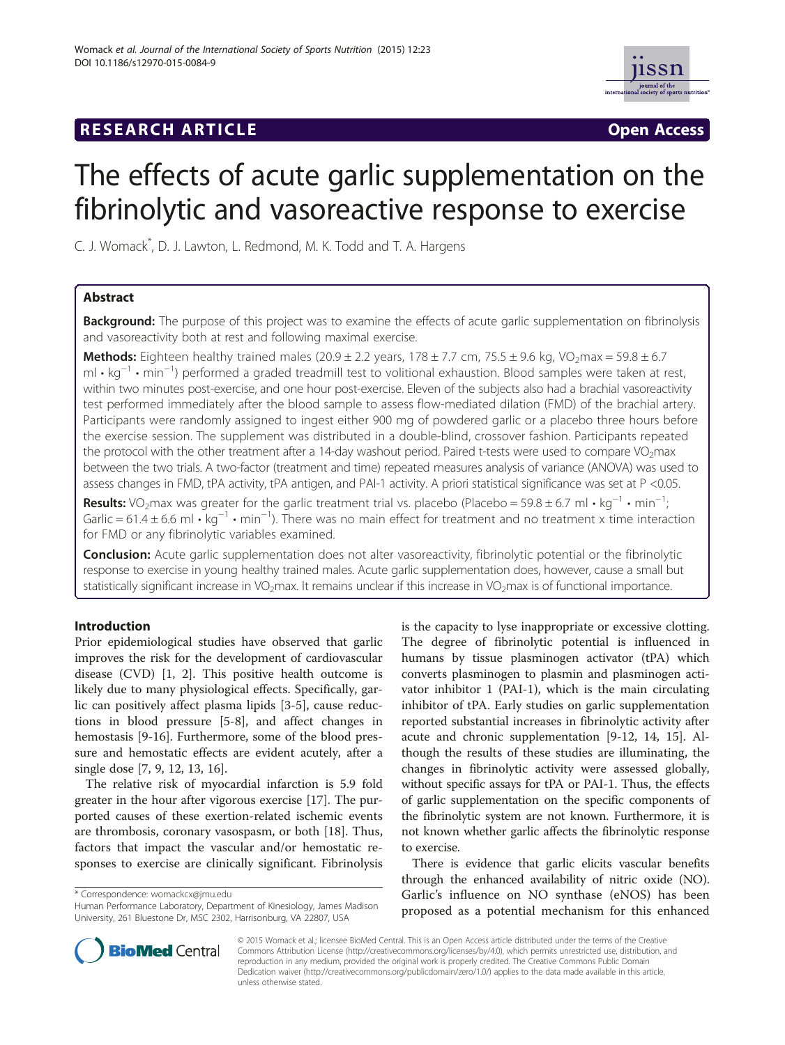RESEARCH ARTICLE

Open Access

# The effects of acute garlic supplementation on the fibrinolytic and vasoreactive response to exercise

C. J. Womack*, D. J. Lawton, L. Redmond, M. K. Todd and T. A. Hargens

## Abstract

**Background:** The purpose of this project was to examine the effects of acute garlic supplementation on fibrinolysis and vasoreactivity both at rest and following maximal exercise.

**Methods:** Eighteen healthy trained males (20.9 ± 2.2 years, 178 ± 7.7 cm, 75.5 ± 9.6 kg, $VO_2max$ = 59.8 ± 6.7 ml • $kg^{-1}$ • $min^{-1}$) performed a graded treadmill test to volitional exhaustion. Blood samples were taken at rest, within two minutes post-exercise, and one hour post-exercise. Eleven of the subjects also had a brachial vasoreactivity test performed immediately after the blood sample to assess flow-mediated dilation (FMD) of the brachial artery. Participants were randomly assigned to ingest either 900 mg of powdered garlic or a placebo three hours before the exercise session. The supplement was distributed in a double-blind, crossover fashion. Participants repeated the protocol with the other treatment after a 14-day washout period. Paired t-tests were used to compare $VO_2max$ between the two trials. A two-factor (treatment and time) repeated measures analysis of variance (ANOVA) was used to assess changes in FMD, tPA activity, tPA antigen, and PAI-1 activity. A priori statistical significance was set at $P < 0.05$.

**Results:** $VO_2max$ was greater for the garlic treatment trial vs. placebo (Placebo = 59.8 ± 6.7 ml • $kg^{-1}$ • $min^{-1}$; Garlic = 61.4 ± 6.6 ml • $kg^{-1}$ • $min^{-1}$). There was no main effect for treatment and no treatment x time interaction for FMD or any fibrinolytic variables examined.

**Conclusion:** Acute garlic supplementation does not alter vasoreactivity, fibrinolytic potential or the fibrinolytic response to exercise in young healthy trained males. Acute garlic supplementation does, however, cause a small but statistically significant increase in $VO_2max$. It remains unclear if this increase in $VO_2max$ is of functional importance.

## Introduction

Prior epidemiological studies have observed that garlic improves the risk for the development of cardiovascular disease (CVD) [1, 2]. This positive health outcome is likely due to many physiological effects. Specifically, garlic can positively affect plasma lipids [3-5], cause reductions in blood pressure [5-8], and affect changes in hemostasis [9-16]. Furthermore, some of the blood pressure and hemostatic effects are evident acutely, after a single dose [7, 9, 12, 13, 16].

The relative risk of myocardial infarction is 5.9 fold greater in the hour after vigorous exercise [17]. The purported causes of these exertion-related ischemic events are thrombosis, coronary vasospasm, or both [18]. Thus, factors that impact the vascular and/or hemostatic responses to exercise are clinically significant. Fibrinolysis is the capacity to lyse inappropriate or excessive clotting. The degree of fibrinolytic potential is influenced in humans by tissue plasminogen activator (tPA) which converts plasminogen to plasmin and plasminogen activator inhibitor 1 (PAI-1), which is the main circulating inhibitor of tPA. Early studies on garlic supplementation reported substantial increases in fibrinolytic activity after acute and chronic supplementation [9-12, 14, 15]. Although the results of these studies are illuminating, the changes in fibrinolytic activity were assessed globally, without specific assays for tPA or PAI-1. Thus, the effects of garlic supplementation on the specific components of the fibrinolytic system are not known. Furthermore, it is not known whether garlic affects the fibrinolytic response to exercise.

There is evidence that garlic elicits vascular benefits through the enhanced availability of nitric oxide (NO). Garlic's influence on NO synthase (eNOS) has been proposed as a potential mechanism for this enhanced

* Correspondence: womackcx@jmu.edu
Human Performance Laboratory, Department of Kinesiology, James Madison University, 261 Bluestone Dr, MSC 2302, Harrisonburg, VA 22807, USA

© 2015 Womack et al.; licensee BioMed Central. This is an Open Access article distributed under the terms of the Creative Commons Attribution License (http://creativecommons.org/licenses/by/4.0), which permits unrestricted use, distribution, and reproduction in any medium, provided the original work is properly credited. The Creative Commons Public Domain Dedication waiver (http://creativecommons.org/publicdomain/zero/1.0/) applies to the data made available in this article, unless otherwise stated.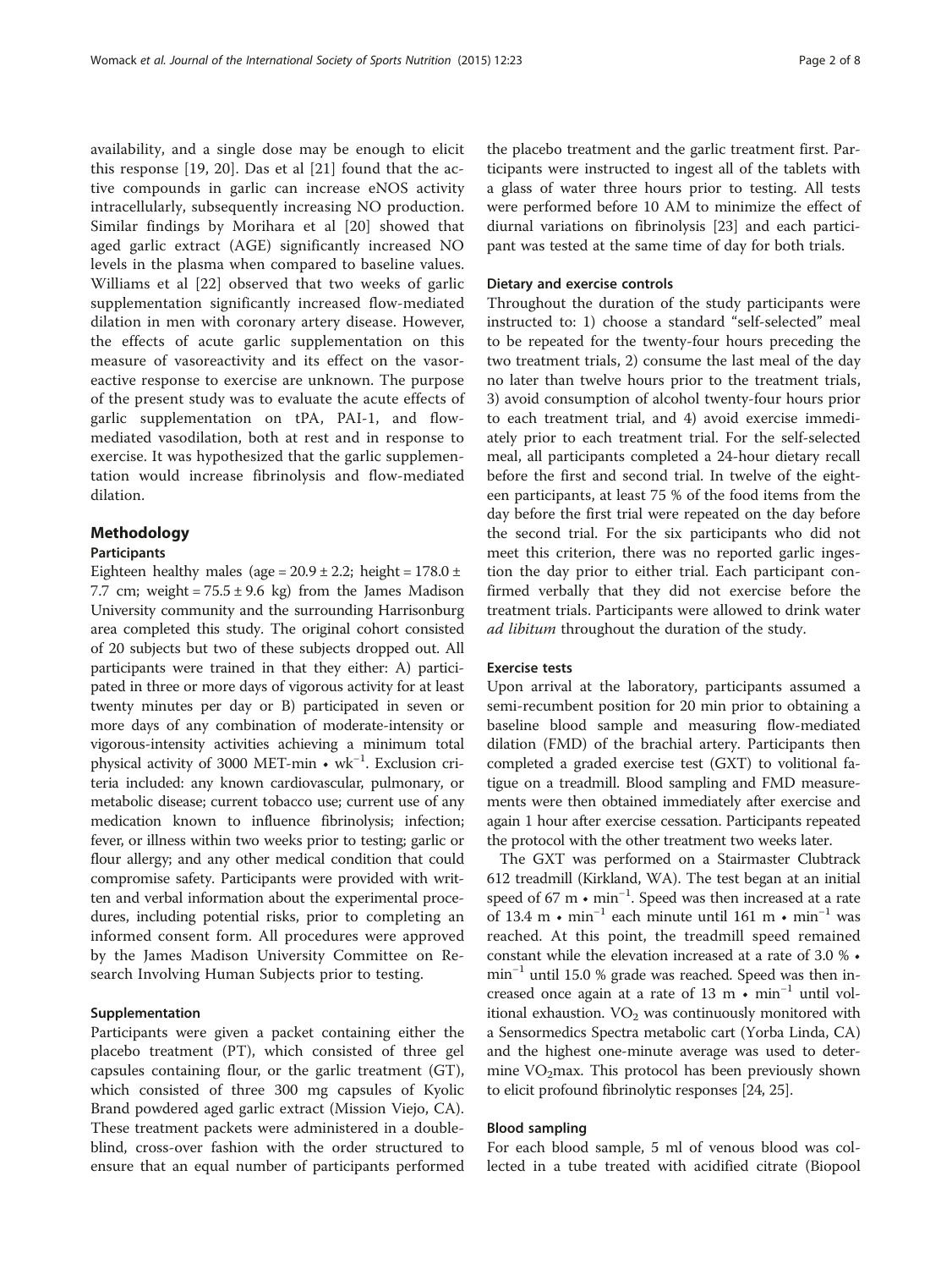availability, and a single dose may be enough to elicit this response [19, 20]. Das et al [21] found that the active compounds in garlic can increase eNOS activity intracellularly, subsequently increasing NO production. Similar findings by Morihara et al [20] showed that aged garlic extract (AGE) significantly increased NO levels in the plasma when compared to baseline values. Williams et al [22] observed that two weeks of garlic supplementation significantly increased flow-mediated dilation in men with coronary artery disease. However, the effects of acute garlic supplementation on this measure of vasoreactivity and its effect on the vasoreactive response to exercise are unknown. The purpose of the present study was to evaluate the acute effects of garlic supplementation on tPA, PAI-1, and flow-mediated vasodilation, both at rest and in response to exercise. It was hypothesized that the garlic supplementation would increase fibrinolysis and flow-mediated dilation.

## Methodology

### Participants

Eighteen healthy males (age = 20.9 ± 2.2; height = 178.0 ± 7.7 cm; weight = 75.5 ± 9.6 kg) from the James Madison University community and the surrounding Harrisonburg area completed this study. The original cohort consisted of 20 subjects but two of these subjects dropped out. All participants were trained in that they either: A) participated in three or more days of vigorous activity for at least twenty minutes per day or B) participated in seven or more days of any combination of moderate-intensity or vigorous-intensity activities achieving a minimum total physical activity of 3000 MET-min • $wk^{-1}$. Exclusion criteria included: any known cardiovascular, pulmonary, or metabolic disease; current tobacco use; current use of any medication known to influence fibrinolysis; infection; fever, or illness within two weeks prior to testing; garlic or flour allergy; and any other medical condition that could compromise safety. Participants were provided with written and verbal information about the experimental procedures, including potential risks, prior to completing an informed consent form. All procedures were approved by the James Madison University Committee on Research Involving Human Subjects prior to testing.

### Supplementation

Participants were given a packet containing either the placebo treatment (PT), which consisted of three gel capsules containing flour, or the garlic treatment (GT), which consisted of three 300 mg capsules of Kyolic Brand powdered aged garlic extract (Mission Viejo, CA). These treatment packets were administered in a double-blind, cross-over fashion with the order structured to ensure that an equal number of participants performed the placebo treatment and the garlic treatment first. Participants were instructed to ingest all of the tablets with a glass of water three hours prior to testing. All tests were performed before 10 AM to minimize the effect of diurnal variations on fibrinolysis [23] and each participant was tested at the same time of day for both trials.

### Dietary and exercise controls

Throughout the duration of the study participants were instructed to: 1) choose a standard "self-selected" meal to be repeated for the twenty-four hours preceding the two treatment trials, 2) consume the last meal of the day no later than twelve hours prior to the treatment trials, 3) avoid consumption of alcohol twenty-four hours prior to each treatment trial, and 4) avoid exercise immediately prior to each treatment trial. For the self-selected meal, all participants completed a 24-hour dietary recall before the first and second trial. In twelve of the eighteen participants, at least 75 % of the food items from the day before the first trial were repeated on the day before the second trial. For the six participants who did not meet this criterion, there was no reported garlic ingestion the day prior to either trial. Each participant confirmed verbally that they did not exercise before the treatment trials. Participants were allowed to drink water *ad libitum* throughout the duration of the study.

### Exercise tests

Upon arrival at the laboratory, participants assumed a semi-recumbent position for 20 min prior to obtaining a baseline blood sample and measuring flow-mediated dilation (FMD) of the brachial artery. Participants then completed a graded exercise test (GXT) to volitional fatigue on a treadmill. Blood sampling and FMD measurements were then obtained immediately after exercise and again 1 hour after exercise cessation. Participants repeated the protocol with the other treatment two weeks later.

The GXT was performed on a Stairmaster Clubtrack 612 treadmill (Kirkland, WA). The test began at an initial speed of 67 m • $min^{-1}$. Speed was then increased at a rate of 13.4 m • $min^{-1}$ each minute until 161 m • $min^{-1}$ was reached. At this point, the treadmill speed remained constant while the elevation increased at a rate of 3.0 % • $min^{-1}$ until 15.0 % grade was reached. Speed was then increased once again at a rate of 13 m • $min^{-1}$ until volitional exhaustion. $VO_2$ was continuously monitored with a Sensormedics Spectra metabolic cart (Yorba Linda, CA) and the highest one-minute average was used to determine $VO_2max$. This protocol has been previously shown to elicit profound fibrinolytic responses [24, 25].

### Blood sampling

For each blood sample, 5 ml of venous blood was collected in a tube treated with acidified citrate (Biopool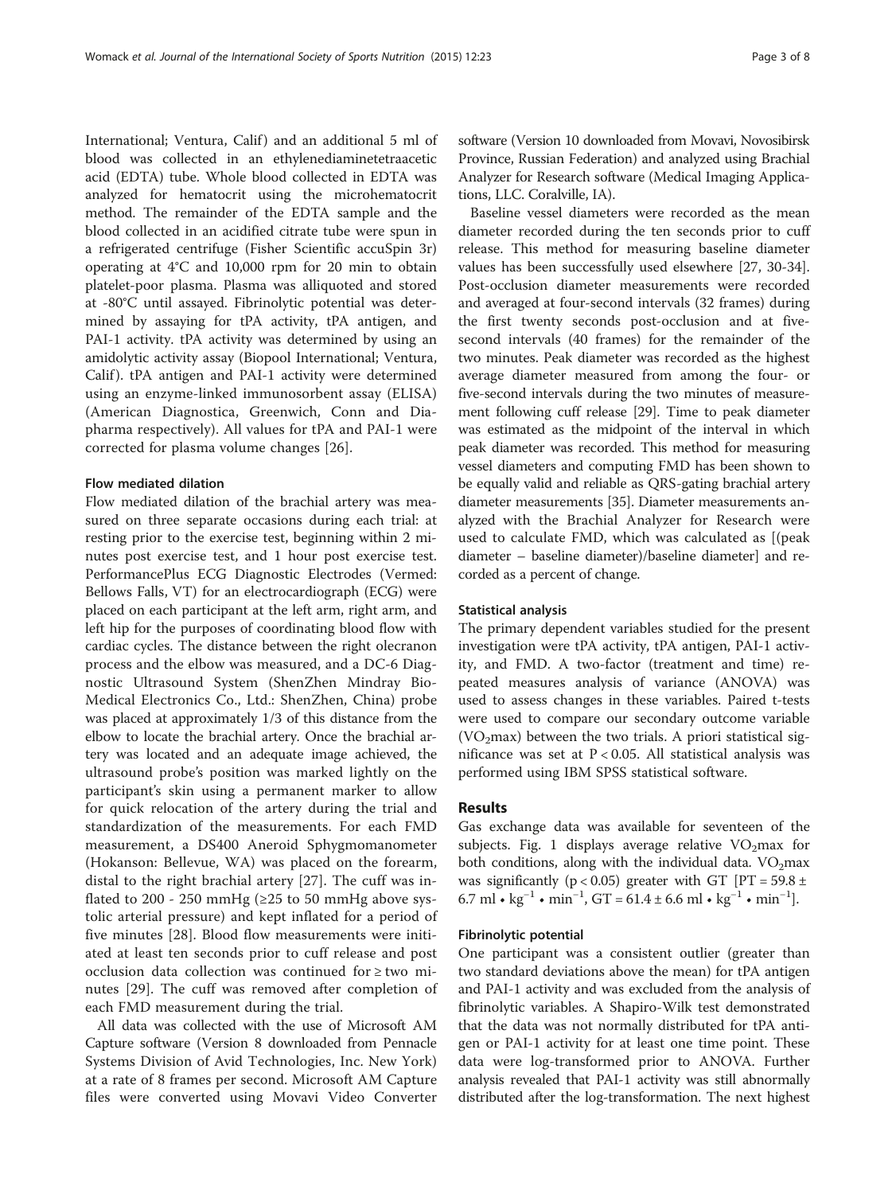International; Ventura, Calif) and an additional 5 ml of blood was collected in an ethylenediaminetetraacetic acid (EDTA) tube. Whole blood collected in EDTA was analyzed for hematocrit using the microhematocrit method. The remainder of the EDTA sample and the blood collected in an acidified citrate tube were spun in a refrigerated centrifuge (Fisher Scientific accuSpin 3r) operating at 4°C and 10,000 rpm for 20 min to obtain platelet-poor plasma. Plasma was alliquoted and stored at -80°C until assayed. Fibrinolytic potential was determined by assaying for tPA activity, tPA antigen, and PAI-1 activity. tPA activity was determined by using an amidolytic activity assay (Biopool International; Ventura, Calif). tPA antigen and PAI-1 activity were determined using an enzyme-linked immunosorbent assay (ELISA) (American Diagnostica, Greenwich, Conn and Diapharma respectively). All values for tPA and PAI-1 were corrected for plasma volume changes [26].

#### Flow mediated dilation

Flow mediated dilation of the brachial artery was measured on three separate occasions during each trial: at resting prior to the exercise test, beginning within 2 minutes post exercise test, and 1 hour post exercise test. PerformancePlus ECG Diagnostic Electrodes (Vermed: Bellows Falls, VT) for an electrocardiograph (ECG) were placed on each participant at the left arm, right arm, and left hip for the purposes of coordinating blood flow with cardiac cycles. The distance between the right olecranon process and the elbow was measured, and a DC-6 Diagnostic Ultrasound System (ShenZhen Mindray Bio-Medical Electronics Co., Ltd.: ShenZhen, China) probe was placed at approximately 1/3 of this distance from the elbow to locate the brachial artery. Once the brachial artery was located and an adequate image achieved, the ultrasound probe's position was marked lightly on the participant's skin using a permanent marker to allow for quick relocation of the artery during the trial and standardization of the measurements. For each FMD measurement, a DS400 Aneroid Sphygmomanometer (Hokanson: Bellevue, WA) was placed on the forearm, distal to the right brachial artery [27]. The cuff was inflated to 200 - 250 mmHg (≥25 to 50 mmHg above systolic arterial pressure) and kept inflated for a period of five minutes [28]. Blood flow measurements were initiated at least ten seconds prior to cuff release and post occlusion data collection was continued for ≥ two minutes [29]. The cuff was removed after completion of each FMD measurement during the trial.

All data was collected with the use of Microsoft AM Capture software (Version 8 downloaded from Pennacle Systems Division of Avid Technologies, Inc. New York) at a rate of 8 frames per second. Microsoft AM Capture files were converted using Movavi Video Converter software (Version 10 downloaded from Movavi, Novosibirsk Province, Russian Federation) and analyzed using Brachial Analyzer for Research software (Medical Imaging Applications, LLC. Coralville, IA).

Baseline vessel diameters were recorded as the mean diameter recorded during the ten seconds prior to cuff release. This method for measuring baseline diameter values has been successfully used elsewhere [27, 30-34]. Post-occlusion diameter measurements were recorded and averaged at four-second intervals (32 frames) during the first twenty seconds post-occlusion and at five-second intervals (40 frames) for the remainder of the two minutes. Peak diameter was recorded as the highest average diameter measured from among the four- or five-second intervals during the two minutes of measurement following cuff release [29]. Time to peak diameter was estimated as the midpoint of the interval in which peak diameter was recorded. This method for measuring vessel diameters and computing FMD has been shown to be equally valid and reliable as QRS-gating brachial artery diameter measurements [35]. Diameter measurements analyzed with the Brachial Analyzer for Research were used to calculate FMD, which was calculated as [(peak diameter – baseline diameter)/baseline diameter] and recorded as a percent of change.

#### Statistical analysis

The primary dependent variables studied for the present investigation were tPA activity, tPA antigen, PAI-1 activity, and FMD. A two-factor (treatment and time) repeated measures analysis of variance (ANOVA) was used to assess changes in these variables. Paired t-tests were used to compare our secondary outcome variable ($VO_2$max) between the two trials. A priori statistical significance was set at $P < 0.05$. All statistical analysis was performed using IBM SPSS statistical software.

## Results

Gas exchange data was available for seventeen of the subjects. Fig. 1 displays average relative $VO_2$max for both conditions, along with the individual data. $VO_2$max was significantly ($p < 0.05$) greater with GT [PT = 59.8 ± 6.7 ml • kg$^{-1}$ • min$^{-1}$, GT = 61.4 ± 6.6 ml • kg$^{-1}$ • min$^{-1}$].

#### Fibrinolytic potential

One participant was a consistent outlier (greater than two standard deviations above the mean) for tPA antigen and PAI-1 activity and was excluded from the analysis of fibrinolytic variables. A Shapiro-Wilk test demonstrated that the data was not normally distributed for tPA antigen or PAI-1 activity for at least one time point. These data were log-transformed prior to ANOVA. Further analysis revealed that PAI-1 activity was still abnormally distributed after the log-transformation. The next highest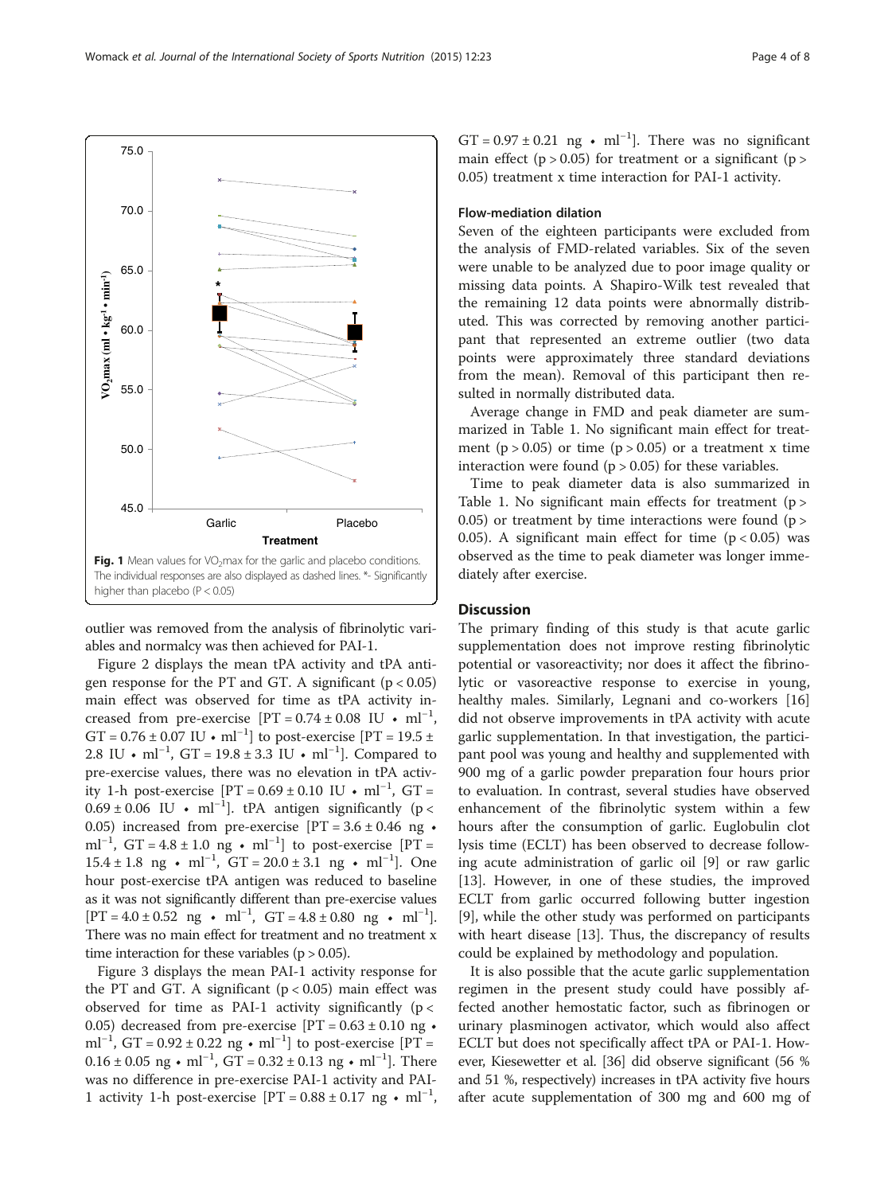Fig. 1 Mean values for $VO_2$max for the garlic and placebo conditions. The individual responses are also displayed as dashed lines. *- Significantly higher than placebo ($P < 0.05$)

outlier was removed from the analysis of fibrinolytic variables and normalcy was then achieved for PAI-1.

Figure 2 displays the mean tPA activity and tPA antigen response for the PT and GT. A significant ($p < 0.05$) main effect was observed for time as tPA activity increased from pre-exercise [PT = 0.74 ± 0.08 IU • $ml^{-1}$, GT = 0.76 ± 0.07 IU • $ml^{-1}$] to post-exercise [PT = 19.5 ± 2.8 IU • $ml^{-1}$, GT = 19.8 ± 3.3 IU • $ml^{-1}$]. Compared to pre-exercise values, there was no elevation in tPA activity 1-h post-exercise [PT = 0.69 ± 0.10 IU • $ml^{-1}$, GT = 0.69 ± 0.06 IU • $ml^{-1}$]. tPA antigen significantly ($p < 0.05$) increased from pre-exercise [PT = 3.6 ± 0.46 ng • $ml^{-1}$, GT = 4.8 ± 1.0 ng • $ml^{-1}$] to post-exercise [PT = 15.4 ± 1.8 ng • $ml^{-1}$, GT = 20.0 ± 3.1 ng • $ml^{-1}$]. One hour post-exercise tPA antigen was reduced to baseline as it was not significantly different than pre-exercise values [PT = 4.0 ± 0.52 ng • $ml^{-1}$, GT = 4.8 ± 0.80 ng • $ml^{-1}$]. There was no main effect for treatment and no treatment x time interaction for these variables ($p > 0.05$).

Figure 3 displays the mean PAI-1 activity response for the PT and GT. A significant ($p < 0.05$) main effect was observed for time as PAI-1 activity significantly ($p < 0.05$) decreased from pre-exercise [PT = 0.63 ± 0.10 ng • $ml^{-1}$, GT = 0.92 ± 0.22 ng • $ml^{-1}$] to post-exercise [PT = 0.16 ± 0.05 ng • $ml^{-1}$, GT = 0.32 ± 0.13 ng • $ml^{-1}$]. There was no difference in pre-exercise PAI-1 activity and PAI-1 activity 1-h post-exercise [PT = 0.88 ± 0.17 ng • $ml^{-1}$, GT = 0.97 ± 0.21 ng • $ml^{-1}$]. There was no significant main effect ($p > 0.05$) for treatment or a significant ($p > 0.05$) treatment x time interaction for PAI-1 activity.

### Flow-mediation dilation

Seven of the eighteen participants were excluded from the analysis of FMD-related variables. Six of the seven were unable to be analyzed due to poor image quality or missing data points. A Shapiro-Wilk test revealed that the remaining 12 data points were abnormally distributed. This was corrected by removing another participant that represented an extreme outlier (two data points were approximately three standard deviations from the mean). Removal of this participant then resulted in normally distributed data.

Average change in FMD and peak diameter are summarized in Table 1. No significant main effect for treatment ($p > 0.05$) or time ($p > 0.05$) or a treatment x time interaction were found ($p > 0.05$) for these variables.

Time to peak diameter data is also summarized in Table 1. No significant main effects for treatment ($p > 0.05$) or treatment by time interactions were found ($p > 0.05$). A significant main effect for time ($p < 0.05$) was observed as the time to peak diameter was longer immediately after exercise.

## Discussion

The primary finding of this study is that acute garlic supplementation does not improve resting fibrinolytic potential or vasoreactivity; nor does it affect the fibrinolytic or vasoreactive response to exercise in young, healthy males. Similarly, Legnani and co-workers [16] did not observe improvements in tPA activity with acute garlic supplementation. In that investigation, the participant pool was young and healthy and supplemented with 900 mg of a garlic powder preparation four hours prior to evaluation. In contrast, several studies have observed enhancement of the fibrinolytic system within a few hours after the consumption of garlic. Euglobulin clot lysis time (ECLT) has been observed to decrease following acute administration of garlic oil [9] or raw garlic [13]. However, in one of these studies, the improved ECLT from garlic occurred following butter ingestion [9], while the other study was performed on participants with heart disease [13]. Thus, the discrepancy of results could be explained by methodology and population.

It is also possible that the acute garlic supplementation regimen in the present study could have possibly affected another hemostatic factor, such as fibrinogen or urinary plasminogen activator, which would also affect ECLT but does not specifically affect tPA or PAI-1. However, Kiesewetter et al. [36] did observe significant (56 % and 51 %, respectively) increases in tPA activity five hours after acute supplementation of 300 mg and 600 mg of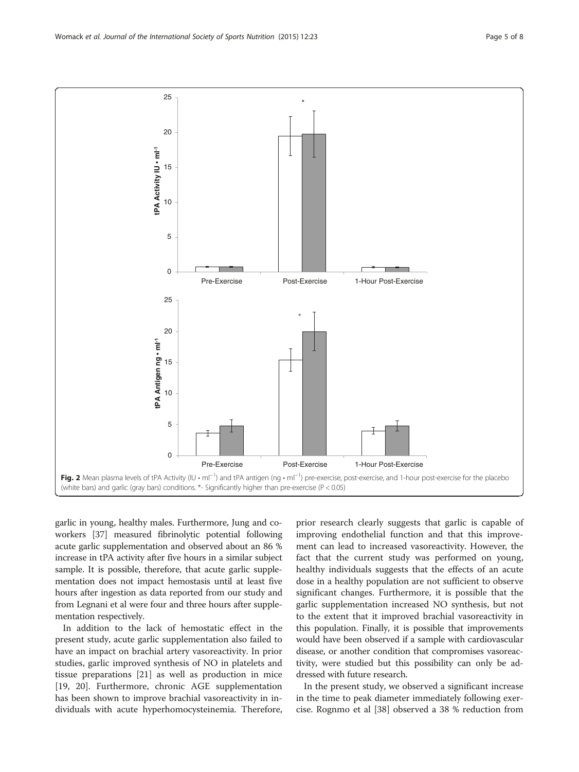Fig. 2 Mean plasma levels of tPA Activity ($IU \cdot ml^{-1}$) and tPA antigen ($ng \cdot ml^{-1}$) pre-exercise, post-exercise, and 1-hour post-exercise for the placebo (white bars) and garlic (gray bars) conditions. *- Significantly higher than pre-exercise ($P < 0.05$)

garlic in young, healthy males. Furthermore, Jung and coworkers [37] measured fibrinolytic potential following acute garlic supplementation and observed about an 86 % increase in tPA activity after five hours in a similar subject sample. It is possible, therefore, that acute garlic supplementation does not impact hemostasis until at least five hours after ingestion as data reported from our study and from Legnani et al were four and three hours after supplementation respectively.

In addition to the lack of hemostatic effect in the present study, acute garlic supplementation also failed to have an impact on brachial artery vasoreactivity. In prior studies, garlic improved synthesis of NO in platelets and tissue preparations [21] as well as production in mice [19, 20]. Furthermore, chronic AGE supplementation has been shown to improve brachial vasoreactivity in individuals with acute hyperhomocysteinemia. Therefore, prior research clearly suggests that garlic is capable of improving endothelial function and that this improvement can lead to increased vasoreactivity. However, the fact that the current study was performed on young, healthy individuals suggests that the effects of an acute dose in a healthy population are not sufficient to observe significant changes. Furthermore, it is possible that the garlic supplementation increased NO synthesis, but not to the extent that it improved brachial vasoreactivity in this population. Finally, it is possible that improvements would have been observed if a sample with cardiovascular disease, or another condition that compromises vasoreactivity, were studied but this possibility can only be addressed with future research.

In the present study, we observed a significant increase in the time to peak diameter immediately following exercise. Rognmo et al [38] observed a 38 % reduction from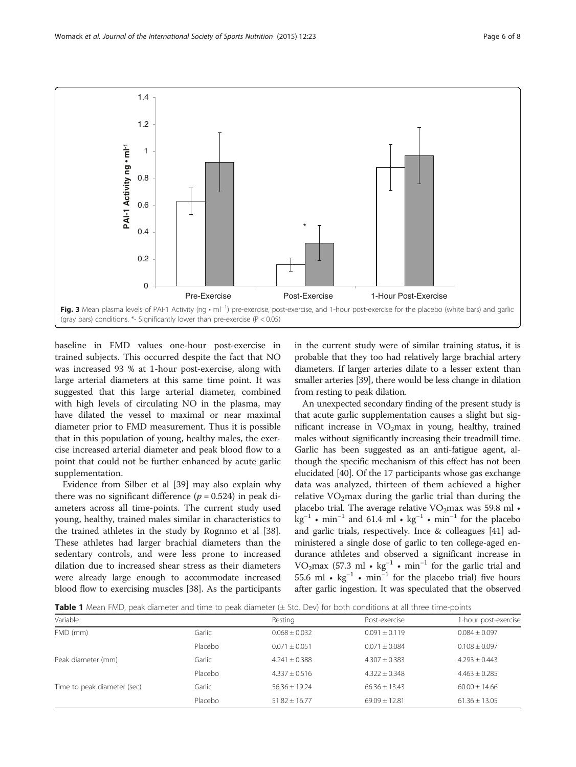Fig. 3 Mean plasma levels of PAI-1 Activity (ng • ml$^{-1}$) pre-exercise, post-exercise, and 1-hour post-exercise for the placebo (white bars) and garlic (gray bars) conditions. *- Significantly lower than pre-exercise ($P < 0.05$)

baseline in FMD values one-hour post-exercise in trained subjects. This occurred despite the fact that NO was increased 93 % at 1-hour post-exercise, along with large arterial diameters at this same time point. It was suggested that this large arterial diameter, combined with high levels of circulating NO in the plasma, may have dilated the vessel to maximal or near maximal diameter prior to FMD measurement. Thus it is possible that in this population of young, healthy males, the exercise increased arterial diameter and peak blood flow to a point that could not be further enhanced by acute garlic supplementation.

Evidence from Silber et al [39] may also explain why there was no significant difference ($p = 0.524$) in peak diameters across all time-points. The current study used young, healthy, trained males similar in characteristics to the trained athletes in the study by Rognmo et al [38]. These athletes had larger brachial diameters than the sedentary controls, and were less prone to increased dilation due to increased shear stress as their diameters were already large enough to accommodate increased blood flow to exercising muscles [38]. As the participants in the current study were of similar training status, it is probable that they too had relatively large brachial artery diameters. If larger arteries dilate to a lesser extent than smaller arteries [39], there would be less change in dilation from resting to peak dilation.

An unexpected secondary finding of the present study is that acute garlic supplementation causes a slight but significant increase in $VO_2$max in young, healthy, trained males without significantly increasing their treadmill time. Garlic has been suggested as an anti-fatigue agent, although the specific mechanism of this effect has not been elucidated [40]. Of the 17 participants whose gas exchange data was analyzed, thirteen of them achieved a higher relative $VO_2$max during the garlic trial than during the placebo trial. The average relative $VO_2$max was 59.8 ml • kg$^{-1}$ • min$^{-1}$ and 61.4 ml • kg$^{-1}$ • min$^{-1}$ for the placebo and garlic trials, respectively. Ince & colleagues [41] administered a single dose of garlic to ten college-aged endurance athletes and observed a significant increase in $VO_2$max (57.3 ml • kg$^{-1}$ • min$^{-1}$ for the garlic trial and 55.6 ml • kg$^{-1}$ • min$^{-1}$ for the placebo trial) five hours after garlic ingestion. It was speculated that the observed

**Table 1** Mean FMD, peak diameter and time to peak diameter (± Std. Dev) for both conditions at all three time-points

| Variable | | Resting | Post-exercise | 1-hour post-exercise |
|---|---|---|---|---|
| FMD (mm) | Garlic | 0.068 ± 0.032 | 0.091 ± 0.119 | 0.084 ± 0.097 |
| | Placebo | 0.071 ± 0.051 | 0.071 ± 0.084 | 0.108 ± 0.097 |
| Peak diameter (mm) | Garlic | 4.241 ± 0.388 | 4.307 ± 0.383 | 4.293 ± 0.443 |
| | Placebo | 4.337 ± 0.516 | 4.322 ± 0.348 | 4.463 ± 0.285 |
| Time to peak diameter (sec) | Garlic | 56.36 ± 19.24 | 66.36 ± 13.43 | 60.00 ± 14.66 |
| | Placebo | 51.82 ± 16.77 | 69.09 ± 12.81 | 61.36 ± 13.05 |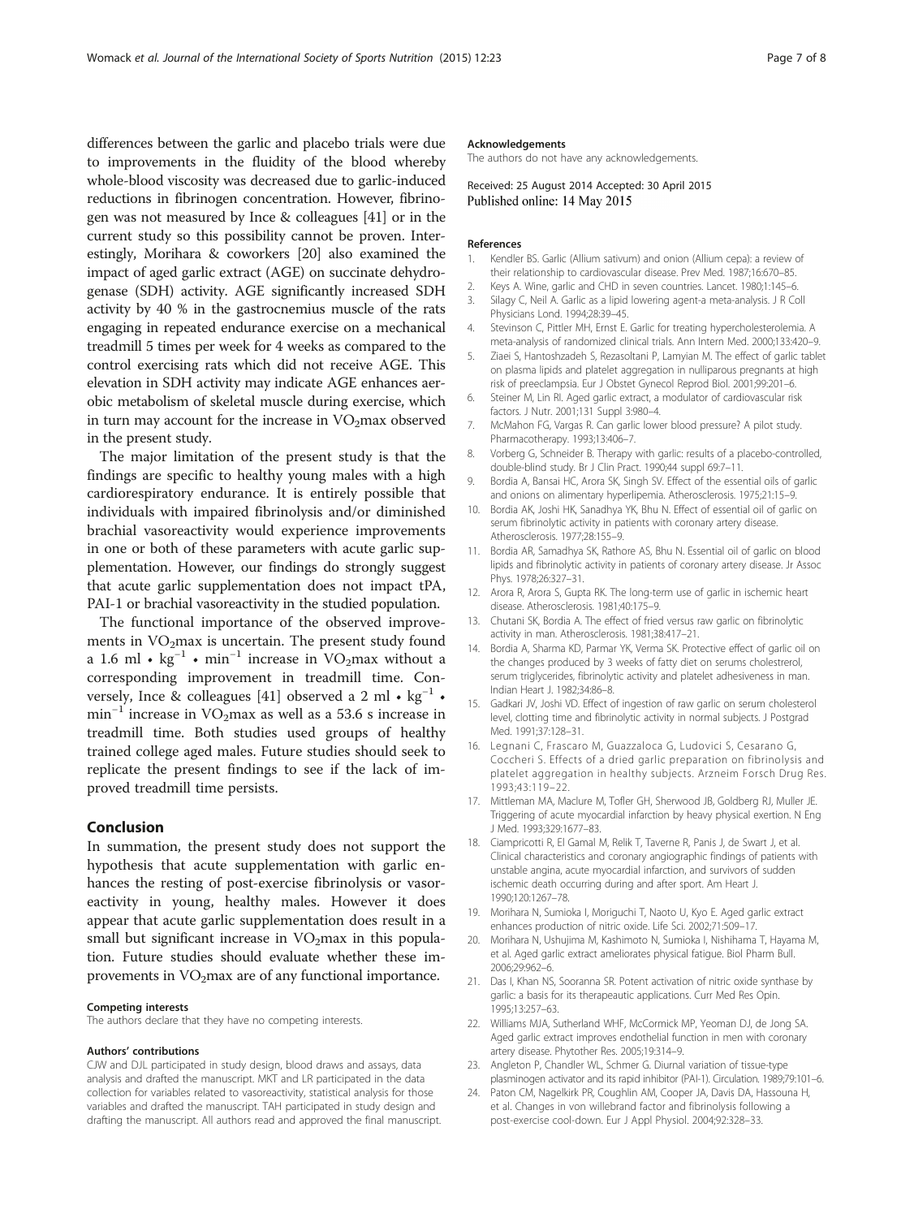differences between the garlic and placebo trials were due to improvements in the fluidity of the blood whereby whole-blood viscosity was decreased due to garlic-induced reductions in fibrinogen concentration. However, fibrinogen was not measured by Ince & colleagues [41] or in the current study so this possibility cannot be proven. Interestingly, Morihara & coworkers [20] also examined the impact of aged garlic extract (AGE) on succinate dehydrogenase (SDH) activity. AGE significantly increased SDH activity by 40 % in the gastrocnemius muscle of the rats engaging in repeated endurance exercise on a mechanical treadmill 5 times per week for 4 weeks as compared to the control exercising rats which did not receive AGE. This elevation in SDH activity may indicate AGE enhances aerobic metabolism of skeletal muscle during exercise, which in turn may account for the increase in $VO_2$max observed in the present study.

The major limitation of the present study is that the findings are specific to healthy young males with a high cardiorespiratory endurance. It is entirely possible that individuals with impaired fibrinolysis and/or diminished brachial vasoreactivity would experience improvements in one or both of these parameters with acute garlic supplementation. However, our findings do strongly suggest that acute garlic supplementation does not impact tPA, PAI-1 or brachial vasoreactivity in the studied population.

The functional importance of the observed improvements in $VO_2$max is uncertain. The present study found a 1.6 ml • $kg^{-1}$ • $min^{-1}$ increase in $VO_2$max without a corresponding improvement in treadmill time. Conversely, Ince & colleagues [41] observed a 2 ml • $kg^{-1}$ • $min^{-1}$ increase in $VO_2$max as well as a 53.6 s increase in treadmill time. Both studies used groups of healthy trained college aged males. Future studies should seek to replicate the present findings to see if the lack of improved treadmill time persists.

## Conclusion

In summation, the present study does not support the hypothesis that acute supplementation with garlic enhances the resting of post-exercise fibrinolysis or vasoreactivity in young, healthy males. However it does appear that acute garlic supplementation does result in a small but significant increase in $VO_2$max in this population. Future studies should evaluate whether these improvements in $VO_2$max are of any functional importance.

#### Competing interests
The authors declare that they have no competing interests.

#### Authors' contributions
CJW and DJL participated in study design, blood draws and assays, data analysis and drafted the manuscript. MKT and LR participated in the data collection for variables related to vasoreactivity, statistical analysis for those variables and drafted the manuscript. TAH participated in study design and drafting the manuscript. All authors read and approved the final manuscript.

#### Acknowledgements
The authors do not have any acknowledgements.

Received: 25 August 2014 Accepted: 30 April 2015
Published online: 14 May 2015

#### References

1. Kendler BS. Garlic (Allium sativum) and onion (Allium cepa): a review of their relationship to cardiovascular disease. Prev Med. 1987;16:670–85.
2. Keys A. Wine, garlic and CHD in seven countries. Lancet. 1980;1:145–6.
3. Silagy C, Neil A. Garlic as a lipid lowering agent-a meta-analysis. J R Coll Physicians Lond. 1994;28:39–45.
4. Stevinson C, Pittler MH, Ernst E. Garlic for treating hypercholesterolemia. A meta-analysis of randomized clinical trials. Ann Intern Med. 2000;133:420–9.
5. Ziaei S, Hantoshzadeh S, Rezasoltani P, Lamyian M. The effect of garlic tablet on plasma lipids and platelet aggregation in nulliparous pregnants at high risk of preeclampsia. Eur J Obstet Gynecol Reprod Biol. 2001;99:201–6.
6. Steiner M, Lin RI. Aged garlic extract, a modulator of cardiovascular risk factors. J Nutr. 2001;131 Suppl 3:980–4.
7. McMahon FG, Vargas R. Can garlic lower blood pressure? A pilot study. Pharmacotherapy. 1993;13:406–7.
8. Vorberg G, Schneider B. Therapy with garlic: results of a placebo-controlled, double-blind study. Br J Clin Pract. 1990;44 suppl 69:7–11.
9. Bordia A, Bansai HC, Arora SK, Singh SV. Effect of the essential oils of garlic and onions on alimentary hyperlipemia. Atherosclerosis. 1975;21:15–9.
10. Bordia AK, Joshi HK, Sanadhya YK, Bhu N. Effect of essential oil of garlic on serum fibrinolytic activity in patients with coronary artery disease. Atherosclerosis. 1977;28:155–9.
11. Bordia AR, Samadhya SK, Rathore AS, Bhu N. Essential oil of garlic on blood lipids and fibrinolytic activity in patients of coronary artery disease. Jr Assoc Phys. 1978;26:327–31.
12. Arora R, Arora S, Gupta RK. The long-term use of garlic in ischemic heart disease. Atherosclerosis. 1981;40:175–9.
13. Chutani SK, Bordia A. The effect of fried versus raw garlic on fibrinolytic activity in man. Atherosclerosis. 1981;38:417–21.
14. Bordia A, Sharma KD, Parmar YK, Verma SK. Protective effect of garlic oil on the changes produced by 3 weeks of fatty diet on serums cholesterol, serum triglycerides, fibrinolytic activity and platelet adhesiveness in man. Indian Heart J. 1982;34:86–8.
15. Gadkari JV, Joshi VD. Effect of ingestion of raw garlic on serum cholesterol level, clotting time and fibrinolytic activity in normal subjects. J Postgrad Med. 1991;37:128–31.
16. Legnani C, Frascaro M, Guazzaloca G, Ludovici S, Cesarano G, Coccheri S. Effects of a dried garlic preparation on fibrinolysis and platelet aggregation in healthy subjects. Arzneim Forsch Drug Res. 1993;43:119–22.
17. Mittleman MA, Maclure M, Tofler GH, Sherwood JB, Goldberg RJ, Muller JE. Triggering of acute myocardial infarction by heavy physical exertion. N Eng J Med. 1993;329:1677–83.
18. Ciampricotti R, El Gamal M, Relik T, Taverne R, Panis J, de Swart J, et al. Clinical characteristics and coronary angiographic findings of patients with unstable angina, acute myocardial infarction, and survivors of sudden ischemic death occurring during and after sport. Am Heart J. 1990;120:1267–78.
19. Morihara N, Sumioka I, Moriguchi T, Naoto U, Kyo E. Aged garlic extract enhances production of nitric oxide. Life Sci. 2002;71:509–17.
20. Morihara N, Ushijima M, Kashimoto N, Sumioka I, Nishihama T, Hayama M, et al. Aged garlic extract ameliorates physical fatigue. Biol Pharm Bull. 2006;29:962–6.
21. Das I, Khan NS, Sooranna SR. Potent activation of nitric oxide synthase by garlic: a basis for its therapeautic applications. Curr Med Res Opin. 1995;13:257–63.
22. Williams MJA, Sutherland WHF, McCormick MP, Yeoman DJ, de Jong SA. Aged garlic extract improves endothelial function in men with coronary artery disease. Phytother Res. 2005;19:314–9.
23. Angleton P, Chandler WL, Schmer G. Diurnal variation of tissue-type plasminogen activator and its rapid inhibitor (PAI-1). Circulation. 1989;79:101–6.
24. Paton CM, Nagelkirk PR, Coughlin AM, Cooper JA, Davis DA, Hassouna H, et al. Changes in von willebrand factor and fibrinolysis following a post-exercise cool-down. Eur J Appl Physiol. 2004;92:328–33.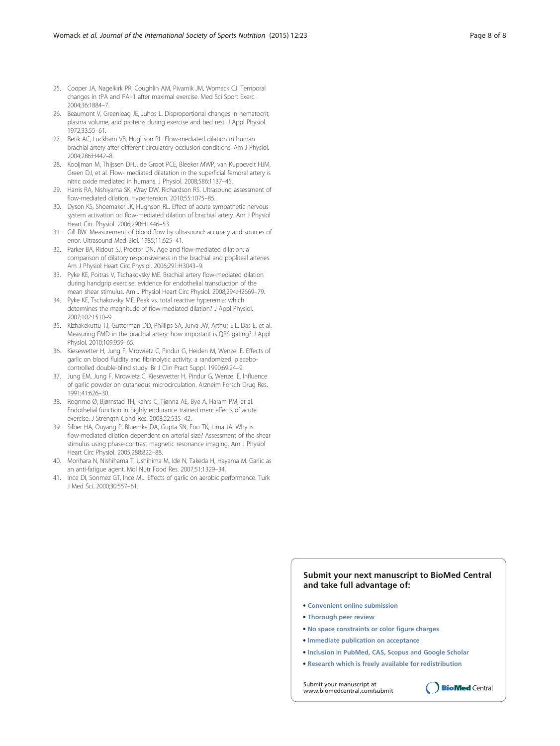25. Cooper JA, Nagelkirk PR, Coughlin AM, Pivarnik JM, Womack CJ. Temporal changes in tPA and PAI-1 after maximal exercise. Med Sci Sport Exerc. 2004;36:1884–7.
26. Beaumont V, Greenleag JE, Juhos L. Disproportional changes in hematocrit, plasma volume, and proteins during exercise and bed rest. J Appl Physiol. 1972;33:55–61.
27. Betik AC, Luckham VB, Hughson RL. Flow-mediated dilation in human brachial artery after different circulatory occlusion conditions. Am J Physiol. 2004;286:H442–8.
28. Kooijman M, Thijssen DHJ, de Groot PCE, Bleeker MWP, van Kuppevelt HJM, Green DJ, et al. Flow- mediated dilatation in the superficial femoral artery is nitric oxide mediated in humans. J Physiol. 2008;586:1137–45.
29. Harris RA, Nishiyama SK, Wray DW, Richardson RS. Ultrasound assessment of flow-mediated dilation. Hypertension. 2010;55:1075–85.
30. Dyson KS, Shoemaker JK, Hughson RL. Effect of acute sympathetic nervous system activation on flow-mediated dilation of brachial artery. Am J Physiol Heart Circ Physiol. 2006;290:H1446–53.
31. Gill RW. Measurement of blood flow by ultrasound: accuracy and sources of error. Ultrasound Med Biol. 1985;11:625–41.
32. Parker BA, Ridout SJ, Proctor DN. Age and flow-mediated dilation: a comparison of dilatory responsiveness in the brachial and popliteal arteries. Am J Physiol Heart Circ Physiol. 2006;291:H3043–9.
33. Pyke KE, Poitras V, Tschakovsky ME. Brachial artery flow-mediated dilation during handgrip exercise: evidence for endothelial transduction of the mean shear stimulus. Am J Physiol Heart Circ Physiol. 2008;294:H2669–79.
34. Pyke KE, Tschakovsky ME. Peak vs. total reactive hyperemia: which determines the magnitude of flow-mediated dilation? J Appl Physiol. 2007;102:1510–9.
35. Kizhakekuttu TJ, Gutterman DD, Phillips SA, Jurva JW, Arthur EIL, Das E, et al. Measuring FMD in the brachial artery: how important is QRS gating? J Appl Physiol. 2010;109:959–65.
36. Kiesewetter H, Jung F, Mrowietz C, Pindur G, Heiden M, Wenzel E. Effects of garlic on blood fluidity and fibrinolytic activity: a randomized, placebo-controlled double-blind study. Br J Clin Pract Suppl. 1990;69:24–9.
37. Jung EM, Jung F, Mrowietz C, Kiesewetter H, Pindur G, Wenzel E. Influence of garlic powder on cutaneous microcirculation. Arzneim Forsch Drug Res. 1991;41:626–30.
38. Rognmo Ø, Bjørnstad TH, Kahrs C, Tjønna AE, Bye A, Haram PM, et al. Endothelial function in highly endurance trained men: effects of acute exercise. J Strength Cond Res. 2008;22:535–42.
39. Silber HA, Ouyang P, Bluemke DA, Gupta SN, Foo TK, Lima JA. Why is flow-mediated dilation dependent on arterial size? Assessment of the shear stimulus using phase-contrast magnetic resonance imaging. Am J Physiol Heart Circ Physiol. 2005;288:822–88.
40. Morihara N, Nishihama T, Ushihima M, Ide N, Takeda H, Hayama M. Garlic as an anti-fatigue agent. Mol Nutr Food Res. 2007;51:1329–34.
41. Ince DI, Sonmez GT, Ince ML. Effects of garlic on aerobic performance. Turk J Med Sci. 2000;30:557–61.

**Submit your next manuscript to BioMed Central and take full advantage of:**

- **Convenient online submission**
- **Thorough peer review**
- **No space constraints or color figure charges**
- **Immediate publication on acceptance**
- **Inclusion in PubMed, CAS, Scopus and Google Scholar**
- **Research which is freely available for redistribution**

Submit your manuscript at
www.biomedcentral.com/submit

BioMed Central